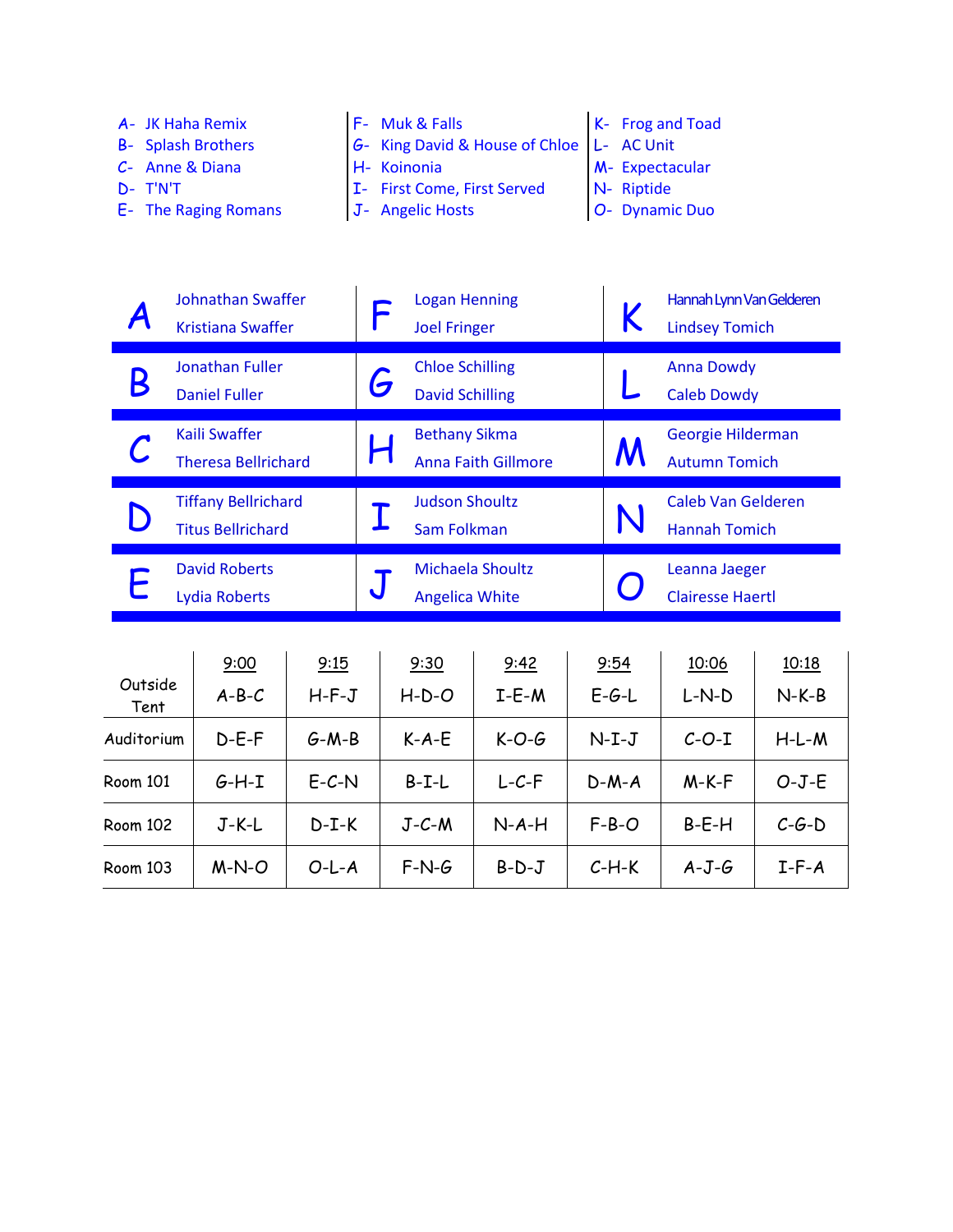A- JK Haha Remix
B- Splash Brothers
C- Anne & Diana
D- T'N'T
E- The Raging Romans

F- Muk & Falls
G- King David & House of Chloe
H- Koinonia
I- First Come, First Served
J- Angelic Hosts

K- Frog and Toad
L- AC Unit
M- Expectacular
N- Riptide
O- Dynamic Duo

| | | | | | |
|---|---|---|---|---|---|
| A | Johnathan Swaffer<br>Kristiana Swaffer | F | Logan Henning<br>Joel Fringer | K | Hannah Lynn Van Gelderen<br>Lindsey Tomich |
| B | Jonathan Fuller<br>Daniel Fuller | G | Chloe Schilling<br>David Schilling | L | Anna Dowdy<br>Caleb Dowdy |
| C | Kaili Swaffer<br>Theresa Bellrichard | H | Bethany Sikma<br>Anna Faith Gillmore | M | Georgie Hilderman<br>Autumn Tomich |
| D | Tiffany Bellrichard<br>Titus Bellrichard | I | Judson Shoultz<br>Sam Folkman | N | Caleb Van Gelderen<br>Hannah Tomich |
| E | David Roberts<br>Lydia Roberts | J | Michaela Shoultz<br>Angelica White | O | Leanna Jaeger<br>Clairesse Haertl |

| | 9:00 | 9:15 | 9:30 | 9:42 | 9:54 | 10:06 | 10:18 |
|---|---|---|---|---|---|---|---|
| Outside Tent | A-B-C | H-F-J | H-D-O | I-E-M | E-G-L | L-N-D | N-K-B |
| Auditorium | D-E-F | G-M-B | K-A-E | K-O-G | N-I-J | C-O-I | H-L-M |
| Room 101 | G-H-I | E-C-N | B-I-L | L-C-F | D-M-A | M-K-F | O-J-E |
| Room 102 | J-K-L | D-I-K | J-C-M | N-A-H | F-B-O | B-E-H | C-G-D |
| Room 103 | M-N-O | O-L-A | F-N-G | B-D-J | C-H-K | A-J-G | I-F-A |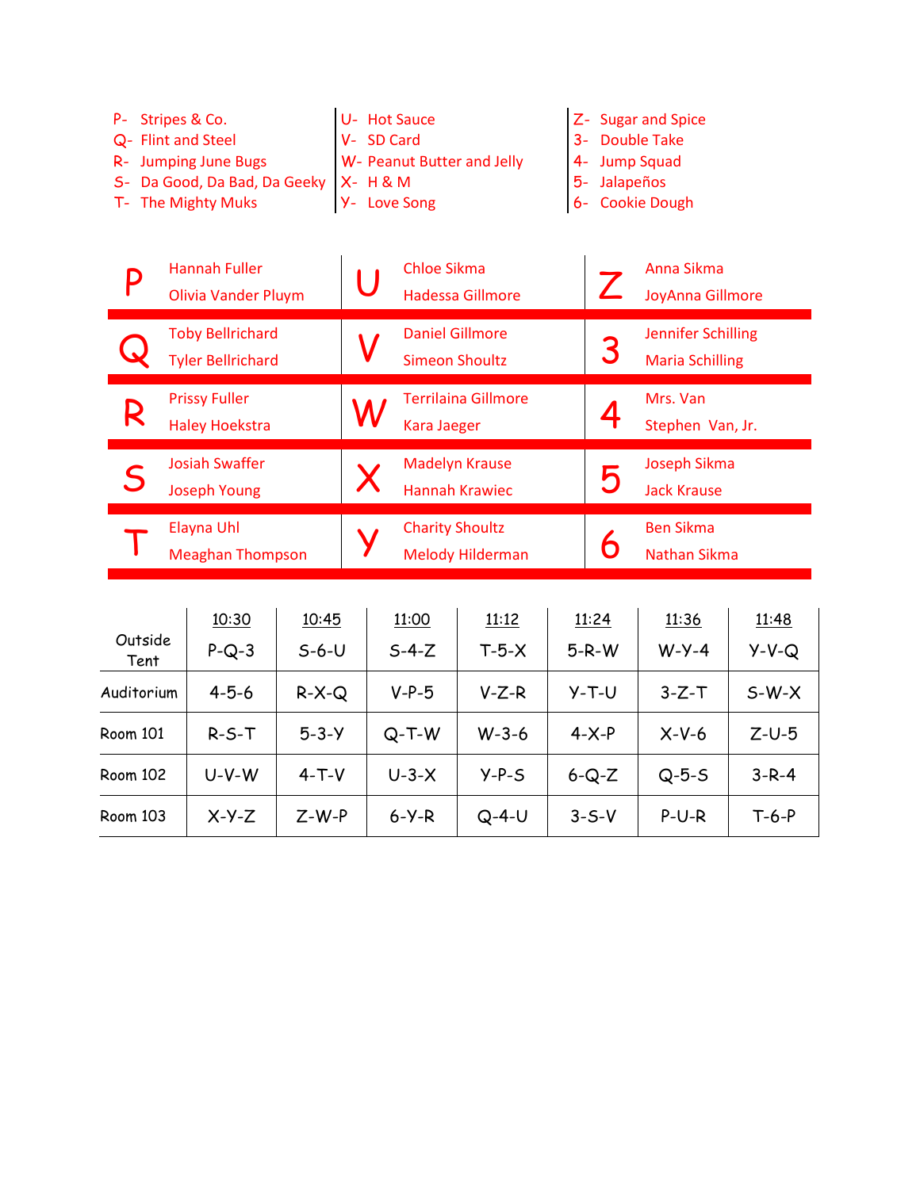P- Stripes & Co.
Q- Flint and Steel
R- Jumping June Bugs
S- Da Good, Da Bad, Da Geeky
T- The Mighty Muks

U- Hot Sauce
V- SD Card
W- Peanut Butter and Jelly
X- H & M
Y- Love Song

Z- Sugar and Spice
3- Double Take
4- Jump Squad
5- Jalapeños
6- Cookie Dough

| | | | | | |
|---|---|---|---|---|---|
| P | Hannah Fuller<br>Olivia Vander Pluym | U | Chloe Sikma<br>Hadessa Gillmore | Z | Anna Sikma<br>JoyAnna Gillmore |
| Q | Toby Bellrichard<br>Tyler Bellrichard | V | Daniel Gillmore<br>Simeon Shoultz | 3 | Jennifer Schilling<br>Maria Schilling |
| R | Prissy Fuller<br>Haley Hoekstra | W | Terrilaina Gillmore<br>Kara Jaeger | 4 | Mrs. Van<br>Stephen Van, Jr. |
| S | Josiah Swaffer<br>Joseph Young | X | Madelyn Krause<br>Hannah Krawiec | 5 | Joseph Sikma<br>Jack Krause |
| T | Elayna Uhl<br>Meaghan Thompson | Y | Charity Shoultz<br>Melody Hilderman | 6 | Ben Sikma<br>Nathan Sikma |

| | 10:30 | 10:45 | 11:00 | 11:12 | 11:24 | 11:36 | 11:48 |
|---|---|---|---|---|---|---|---|
| Outside Tent | P-Q-3 | S-6-U | S-4-Z | T-5-X | 5-R-W | W-Y-4 | Y-V-Q |
| Auditorium | 4-5-6 | R-X-Q | V-P-5 | V-Z-R | Y-T-U | 3-Z-T | S-W-X |
| Room 101 | R-S-T | 5-3-Y | Q-T-W | W-3-6 | 4-X-P | X-V-6 | Z-U-5 |
| Room 102 | U-V-W | 4-T-V | U-3-X | Y-P-S | 6-Q-Z | Q-5-S | 3-R-4 |
| Room 103 | X-Y-Z | Z-W-P | 6-Y-R | Q-4-U | 3-S-V | P-U-R | T-6-P |